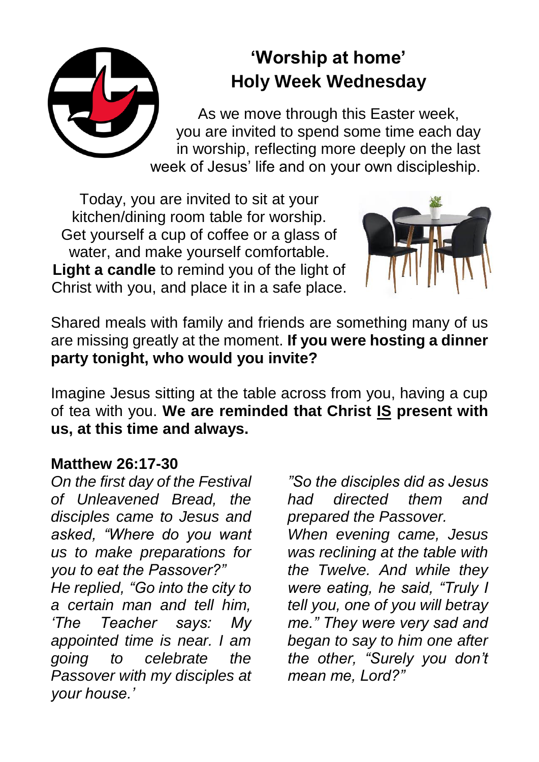# 'Worship at home'
## Holy Week Wednesday

As we move through this Easter week, you are invited to spend some time each day in worship, reflecting more deeply on the last week of Jesus' life and on your own discipleship.

Today, you are invited to sit at your kitchen/dining room table for worship. Get yourself a cup of coffee or a glass of water, and make yourself comfortable. **Light a candle** to remind you of the light of Christ with you, and place it in a safe place.

Shared meals with family and friends are something many of us are missing greatly at the moment. **If you were hosting a dinner party tonight, who would you invite?**

Imagine Jesus sitting at the table across from you, having a cup of tea with you. **We are reminded that Christ IS present with us, at this time and always.**

**Matthew 26:17-30**

*On the first day of the Festival of Unleavened Bread, the disciples came to Jesus and asked, "Where do you want us to make preparations for you to eat the Passover?"*
*He replied, "Go into the city to a certain man and tell him, 'The Teacher says: My appointed time is near. I am going to celebrate the Passover with my disciples at your house.'*
*"So the disciples did as Jesus had directed them and prepared the Passover.*
*When evening came, Jesus was reclining at the table with the Twelve. And while they were eating, he said, "Truly I tell you, one of you will betray me." They were very sad and began to say to him one after the other, "Surely you don't mean me, Lord?"*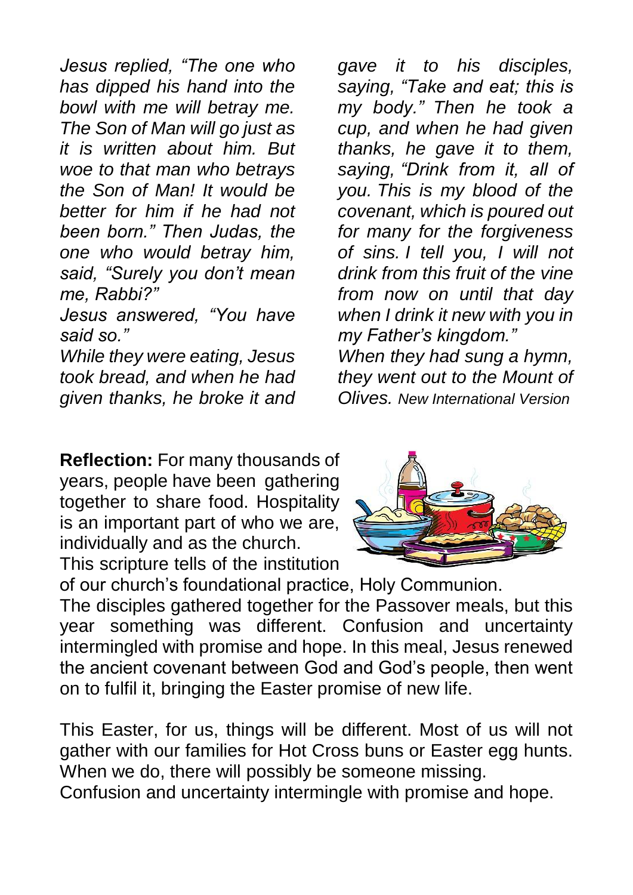*Jesus replied, "The one who has dipped his hand into the bowl with me will betray me. The Son of Man will go just as it is written about him. But woe to that man who betrays the Son of Man! It would be better for him if he had not been born." Then Judas, the one who would betray him, said, "Surely you don't mean me, Rabbi?"*

*Jesus answered, "You have said so."*

*While they were eating, Jesus took bread, and when he had given thanks, he broke it and gave it to his disciples, saying, "Take and eat; this is my body." Then he took a cup, and when he had given thanks, he gave it to them, saying, "Drink from it, all of you. This is my blood of the covenant, which is poured out for many for the forgiveness of sins. I tell you, I will not drink from this fruit of the vine from now on until that day when I drink it new with you in my Father's kingdom."*

*When they had sung a hymn, they went out to the Mount of Olives.* *New International Version*

**Reflection:** For many thousands of years, people have been gathering together to share food. Hospitality is an important part of who we are, individually and as the church.

This scripture tells of the institution of our church's foundational practice, Holy Communion.

The disciples gathered together for the Passover meals, but this year something was different. Confusion and uncertainty intermingled with promise and hope. In this meal, Jesus renewed the ancient covenant between God and God's people, then went on to fulfil it, bringing the Easter promise of new life.

This Easter, for us, things will be different. Most of us will not gather with our families for Hot Cross buns or Easter egg hunts. When we do, there will possibly be someone missing.

Confusion and uncertainty intermingle with promise and hope.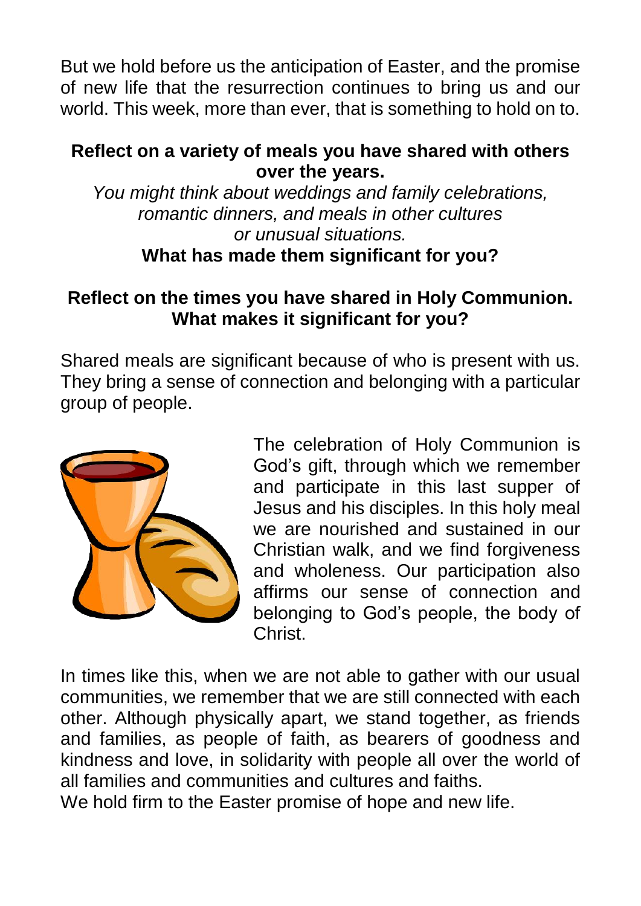But we hold before us the anticipation of Easter, and the promise of new life that the resurrection continues to bring us and our world. This week, more than ever, that is something to hold on to.

**Reflect on a variety of meals you have shared with others over the years.**

*You might think about weddings and family celebrations, romantic dinners, and meals in other cultures or unusual situations.*

**What has made them significant for you?**

**Reflect on the times you have shared in Holy Communion. What makes it significant for you?**

Shared meals are significant because of who is present with us. They bring a sense of connection and belonging with a particular group of people.

The celebration of Holy Communion is God's gift, through which we remember and participate in this last supper of Jesus and his disciples. In this holy meal we are nourished and sustained in our Christian walk, and we find forgiveness and wholeness. Our participation also affirms our sense of connection and belonging to God's people, the body of Christ.

In times like this, when we are not able to gather with our usual communities, we remember that we are still connected with each other. Although physically apart, we stand together, as friends and families, as people of faith, as bearers of goodness and kindness and love, in solidarity with people all over the world of all families and communities and cultures and faiths.
We hold firm to the Easter promise of hope and new life.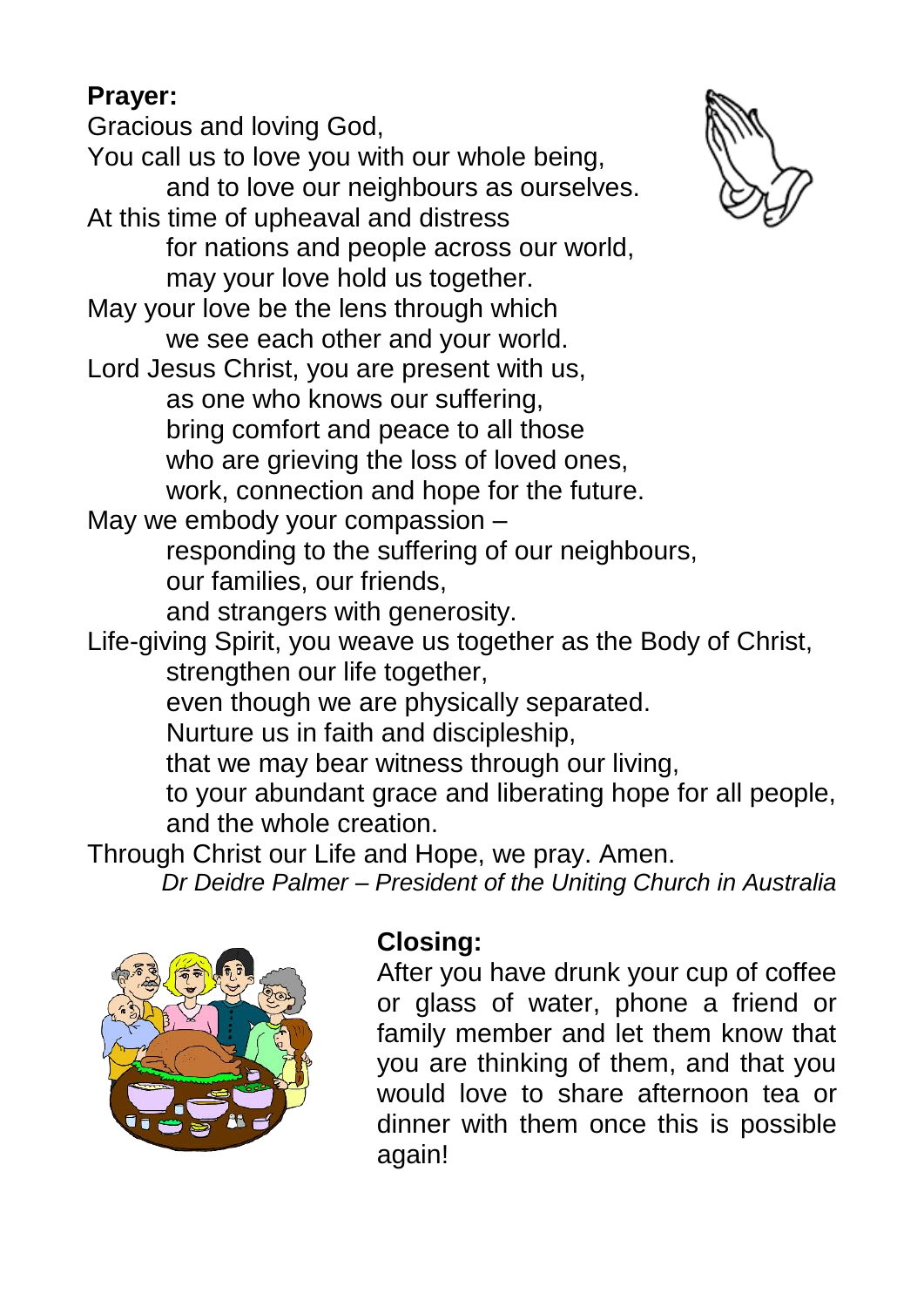**Prayer:**

Gracious and loving God,
You call us to love you with our whole being,
and to love our neighbours as ourselves.
At this time of upheaval and distress
for nations and people across our world,
may your love hold us together.
May your love be the lens through which
we see each other and your world.
Lord Jesus Christ, you are present with us,
as one who knows our suffering,
bring comfort and peace to all those
who are grieving the loss of loved ones,
work, connection and hope for the future.
May we embody your compassion –
responding to the suffering of our neighbours,
our families, our friends,
and strangers with generosity.
Life-giving Spirit, you weave us together as the Body of Christ,
strengthen our life together,
even though we are physically separated.
Nurture us in faith and discipleship,
that we may bear witness through our living,
to your abundant grace and liberating hope for all people,
and the whole creation.
Through Christ our Life and Hope, we pray. Amen.

*Dr Deidre Palmer – President of the Uniting Church in Australia*

**Closing:**

After you have drunk your cup of coffee or glass of water, phone a friend or family member and let them know that you are thinking of them, and that you would love to share afternoon tea or dinner with them once this is possible again!